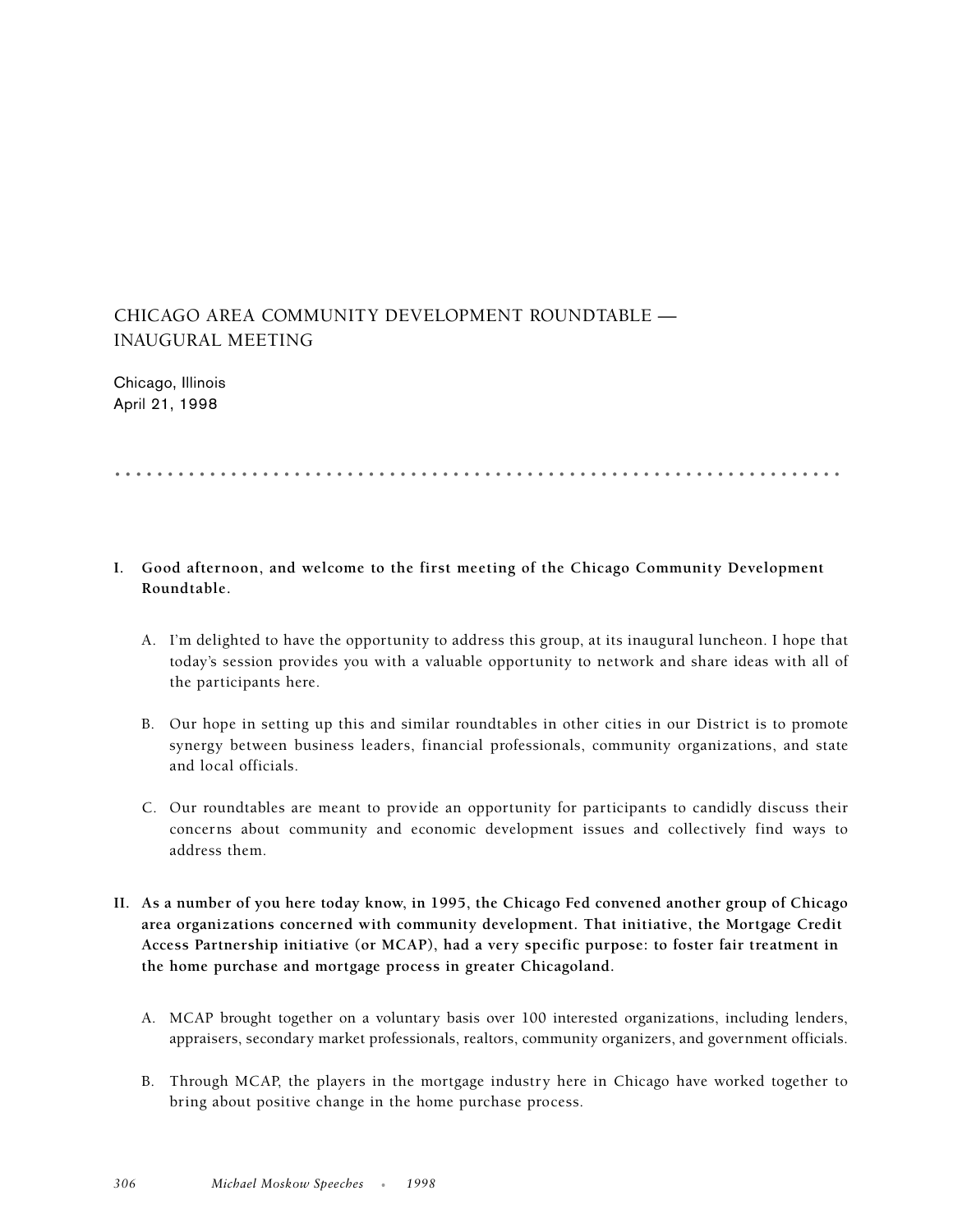# CHICAGO AREA COMMUNITY DEVELOPMENT ROUNDTABLE — INAGURAL MEETING

Chicago, Illinois
April 21, 1998

I. **Good afternoon, and welcome to the first meeting of the Chicago Community Development Roundtable.**

   A. I'm delighted to have the opportunity to address this group, at its inaugural luncheon. I hope that today's session provides you with a valuable opportunity to network and share ideas with all of the participants here.

   B. Our hope in setting up this and similar roundtables in other cities in our District is to promote synergy between business leaders, financial professionals, community organizations, and state and local officials.

   C. Our roundtables are meant to provide an opportunity for participants to candidly discuss their concerns about community and economic development issues and collectively find ways to address them.

II. **As a number of you here today know, in 1995, the Chicago Fed convened another group of Chicago area organizations concerned with community development. That initiative, the Mortgage Credit Access Partnership initiative (or MCAP), had a very specific purpose: to foster fair treatment in the home purchase and mortgage process in greater Chicagoland.**

   A. MCAP brought together on a voluntary basis over 100 interested organizations, including lenders, appraisers, secondary market professionals, realtors, community organizers, and government officials.

   B. Through MCAP, the players in the mortgage industry here in Chicago have worked together to bring about positive change in the home purchase process.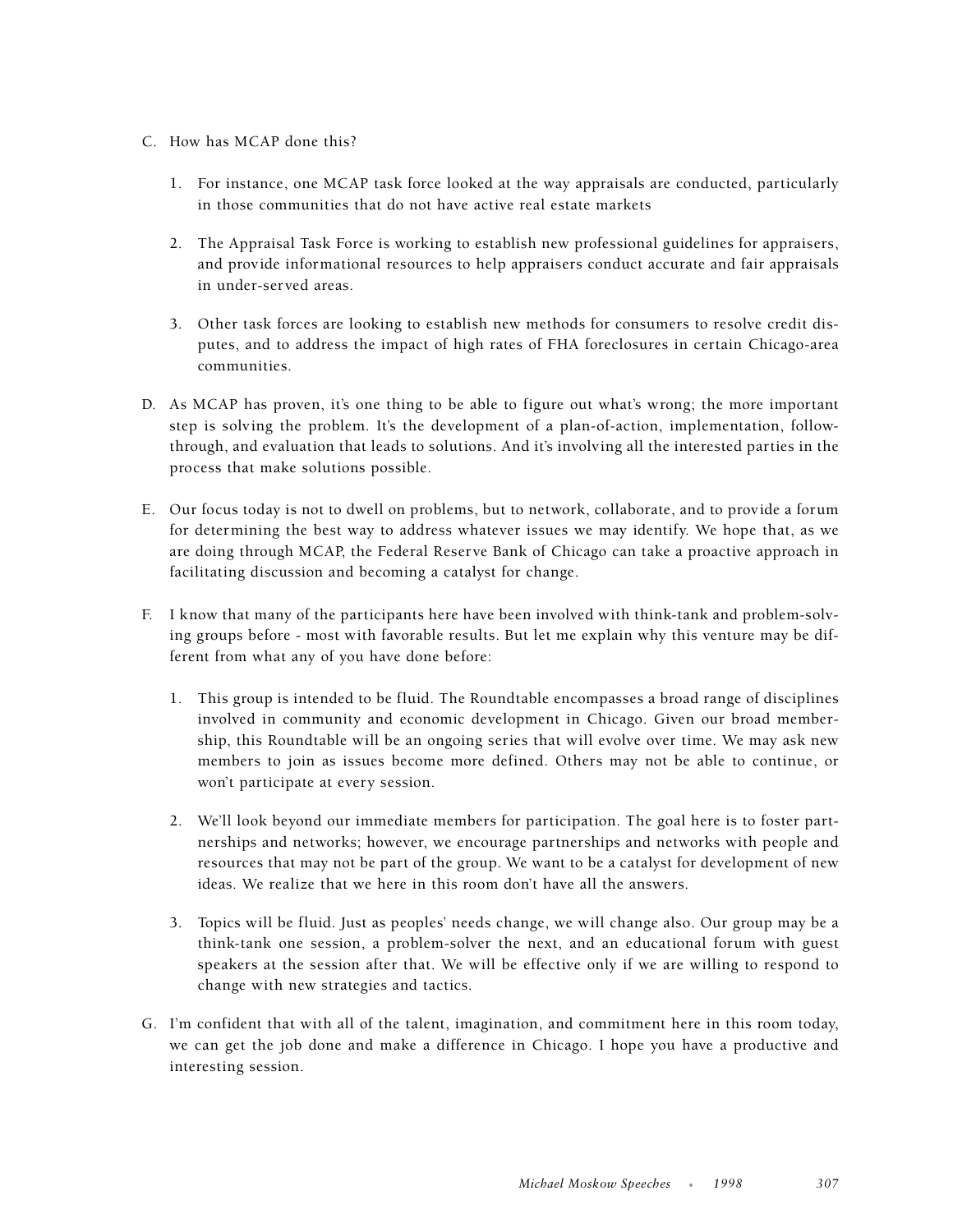C. How has MCAP done this?

  1. For instance, one MCAP task force looked at the way appraisals are conducted, particularly in those communities that do not have active real estate markets

  2. The Appraisal Task Force is working to establish new professional guidelines for appraisers, and provide informational resources to help appraisers conduct accurate and fair appraisals in under-served areas.

  3. Other task forces are looking to establish new methods for consumers to resolve credit disputes, and to address the impact of high rates of FHA foreclosures in certain Chicago-area communities.

D. As MCAP has proven, it's one thing to be able to figure out what's wrong; the more important step is solving the problem. It's the development of a plan-of-action, implementation, follow-through, and evaluation that leads to solutions. And it's involving all the interested parties in the process that make solutions possible.

E. Our focus today is not to dwell on problems, but to network, collaborate, and to provide a forum for determining the best way to address whatever issues we may identify. We hope that, as we are doing through MCAP, the Federal Reserve Bank of Chicago can take a proactive approach in facilitating discussion and becoming a catalyst for change.

F. I know that many of the participants here have been involved with think-tank and problem-solving groups before - most with favorable results. But let me explain why this venture may be different from what any of you have done before:

  1. This group is intended to be fluid. The Roundtable encompasses a broad range of disciplines involved in community and economic development in Chicago. Given our broad membership, this Roundtable will be an ongoing series that will evolve over time. We may ask new members to join as issues become more defined. Others may not be able to continue, or won't participate at every session.

  2. We'll look beyond our immediate members for participation. The goal here is to foster partnerships and networks; however, we encourage partnerships and networks with people and resources that may not be part of the group. We want to be a catalyst for development of new ideas. We realize that we here in this room don't have all the answers.

  3. Topics will be fluid. Just as peoples' needs change, we will change also. Our group may be a think-tank one session, a problem-solver the next, and an educational forum with guest speakers at the session after that. We will be effective only if we are willing to respond to change with new strategies and tactics.

G. I'm confident that with all of the talent, imagination, and commitment here in this room today, we can get the job done and make a difference in Chicago. I hope you have a productive and interesting session.